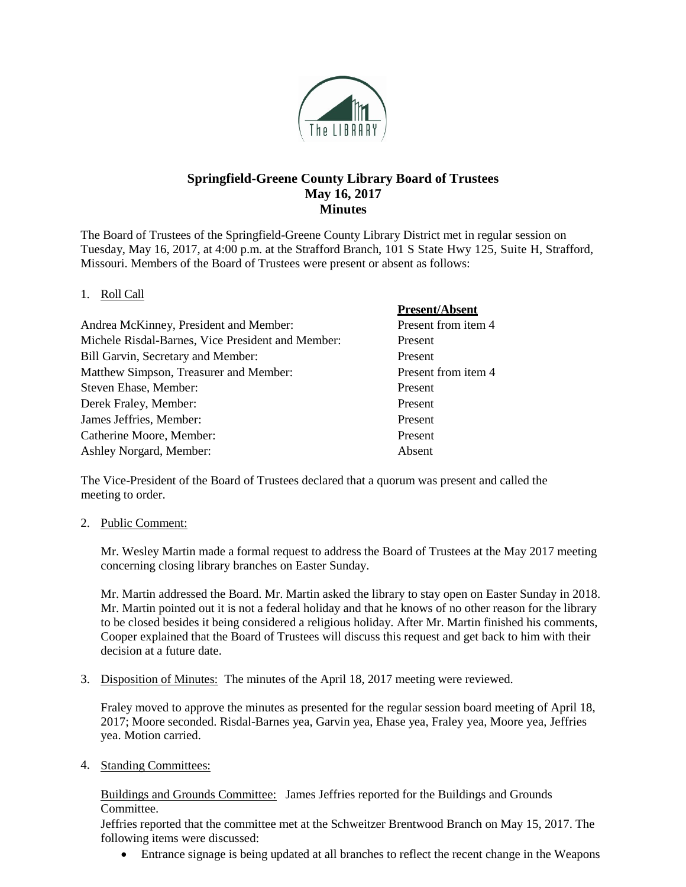# Springfield-Greene County Library Board of Trustees
## May 16, 2017
## Minutes

The Board of Trustees of the Springfield-Greene County Library District met in regular session on Tuesday, May 16, 2017, at 4:00 p.m. at the Strafford Branch, 101 S State Hwy 125, Suite H, Strafford, Missouri. Members of the Board of Trustees were present or absent as follows:

1. Roll Call

| | **Present/Absent** |
|---|---|
| Andrea McKinney, President and Member: | Present from item 4 |
| Michele Risdal-Barnes, Vice President and Member: | Present |
| Bill Garvin, Secretary and Member: | Present |
| Matthew Simpson, Treasurer and Member: | Present from item 4 |
| Steven Ehase, Member: | Present |
| Derek Fraley, Member: | Present |
| James Jeffries, Member: | Present |
| Catherine Moore, Member: | Present |
| Ashley Norgard, Member: | Absent |

The Vice-President of the Board of Trustees declared that a quorum was present and called the meeting to order.

2. Public Comment:

   Mr. Wesley Martin made a formal request to address the Board of Trustees at the May 2017 meeting concerning closing library branches on Easter Sunday.

   Mr. Martin addressed the Board. Mr. Martin asked the library to stay open on Easter Sunday in 2018. Mr. Martin pointed out it is not a federal holiday and that he knows of no other reason for the library to be closed besides it being considered a religious holiday. After Mr. Martin finished his comments, Cooper explained that the Board of Trustees will discuss this request and get back to him with their decision at a future date.

3. Disposition of Minutes: The minutes of the April 18, 2017 meeting were reviewed.

   Fraley moved to approve the minutes as presented for the regular session board meeting of April 18, 2017; Moore seconded. Risdal-Barnes yea, Garvin yea, Ehase yea, Fraley yea, Moore yea, Jeffries yea. Motion carried.

4. Standing Committees:

   Buildings and Grounds Committee: James Jeffries reported for the Buildings and Grounds Committee.

   Jeffries reported that the committee met at the Schweitzer Brentwood Branch on May 15, 2017. The following items were discussed:

   - Entrance signage is being updated at all branches to reflect the recent change in the Weapons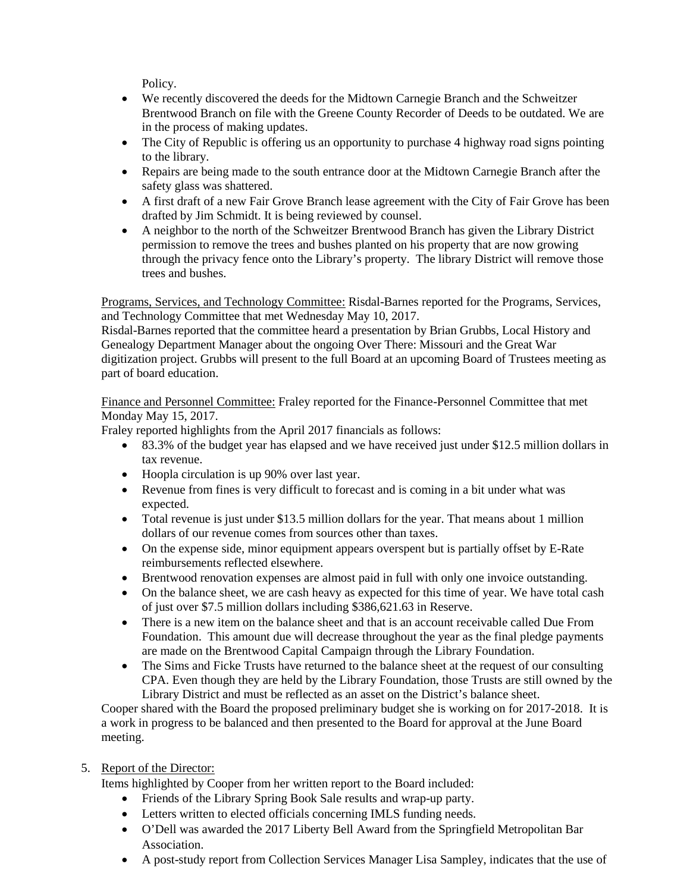Policy.

- We recently discovered the deeds for the Midtown Carnegie Branch and the Schweitzer Brentwood Branch on file with the Greene County Recorder of Deeds to be outdated. We are in the process of making updates.
- The City of Republic is offering us an opportunity to purchase 4 highway road signs pointing to the library.
- Repairs are being made to the south entrance door at the Midtown Carnegie Branch after the safety glass was shattered.
- A first draft of a new Fair Grove Branch lease agreement with the City of Fair Grove has been drafted by Jim Schmidt. It is being reviewed by counsel.
- A neighbor to the north of the Schweitzer Brentwood Branch has given the Library District permission to remove the trees and bushes planted on his property that are now growing through the privacy fence onto the Library's property. The library District will remove those trees and bushes.

<u>Programs, Services, and Technology Committee:</u> Risdal-Barnes reported for the Programs, Services, and Technology Committee that met Wednesday May 10, 2017.
Risdal-Barnes reported that the committee heard a presentation by Brian Grubbs, Local History and Genealogy Department Manager about the ongoing Over There: Missouri and the Great War digitization project. Grubbs will present to the full Board at an upcoming Board of Trustees meeting as part of board education.

<u>Finance and Personnel Committee:</u> Fraley reported for the Finance-Personnel Committee that met Monday May 15, 2017.
Fraley reported highlights from the April 2017 financials as follows:

- 83.3% of the budget year has elapsed and we have received just under $12.5 million dollars in tax revenue.
- Hoopla circulation is up 90% over last year.
- Revenue from fines is very difficult to forecast and is coming in a bit under what was expected.
- Total revenue is just under $13.5 million dollars for the year. That means about 1 million dollars of our revenue comes from sources other than taxes.
- On the expense side, minor equipment appears overspent but is partially offset by E-Rate reimbursements reflected elsewhere.
- Brentwood renovation expenses are almost paid in full with only one invoice outstanding.
- On the balance sheet, we are cash heavy as expected for this time of year. We have total cash of just over $7.5 million dollars including $386,621.63 in Reserve.
- There is a new item on the balance sheet and that is an account receivable called Due From Foundation. This amount due will decrease throughout the year as the final pledge payments are made on the Brentwood Capital Campaign through the Library Foundation.
- The Sims and Ficke Trusts have returned to the balance sheet at the request of our consulting CPA. Even though they are held by the Library Foundation, those Trusts are still owned by the Library District and must be reflected as an asset on the District's balance sheet.

Cooper shared with the Board the proposed preliminary budget she is working on for 2017-2018. It is a work in progress to be balanced and then presented to the Board for approval at the June Board meeting.

5. <u>Report of the Director:</u>
Items highlighted by Cooper from her written report to the Board included:
    - Friends of the Library Spring Book Sale results and wrap-up party.
    - Letters written to elected officials concerning IMLS funding needs.
    - O'Dell was awarded the 2017 Liberty Bell Award from the Springfield Metropolitan Bar Association.
    - A post-study report from Collection Services Manager Lisa Sampley, indicates that the use of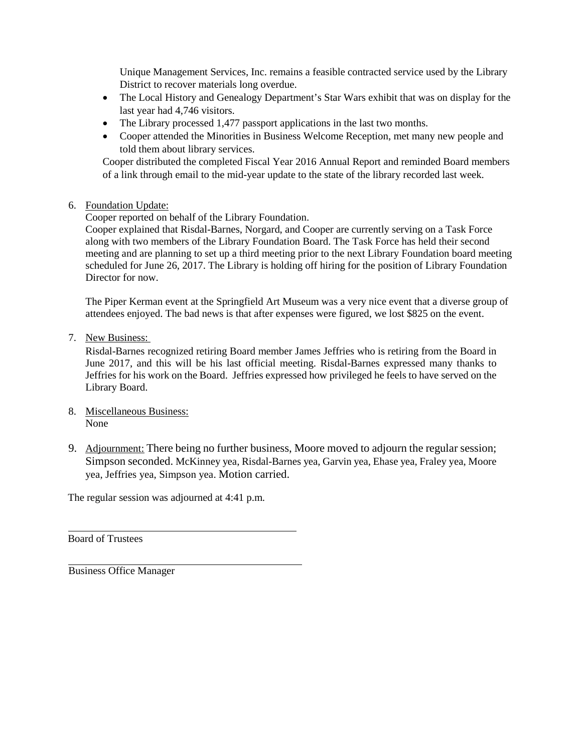Unique Management Services, Inc. remains a feasible contracted service used by the Library District to recover materials long overdue.

- The Local History and Genealogy Department's Star Wars exhibit that was on display for the last year had 4,746 visitors.
- The Library processed 1,477 passport applications in the last two months.
- Cooper attended the Minorities in Business Welcome Reception, met many new people and told them about library services.

Cooper distributed the completed Fiscal Year 2016 Annual Report and reminded Board members of a link through email to the mid-year update to the state of the library recorded last week.

6. Foundation Update:

   Cooper reported on behalf of the Library Foundation.

   Cooper explained that Risdal-Barnes, Norgard, and Cooper are currently serving on a Task Force along with two members of the Library Foundation Board. The Task Force has held their second meeting and are planning to set up a third meeting prior to the next Library Foundation board meeting scheduled for June 26, 2017. The Library is holding off hiring for the position of Library Foundation Director for now.

   The Piper Kerman event at the Springfield Art Museum was a very nice event that a diverse group of attendees enjoyed. The bad news is that after expenses were figured, we lost $825 on the event.

7. New Business:

   Risdal-Barnes recognized retiring Board member James Jeffries who is retiring from the Board in June 2017, and this will be his last official meeting. Risdal-Barnes expressed many thanks to Jeffries for his work on the Board. Jeffries expressed how privileged he feels to have served on the Library Board.

8. Miscellaneous Business:

   None

9. Adjournment: There being no further business, Moore moved to adjourn the regular session; Simpson seconded. McKinney yea, Risdal-Barnes yea, Garvin yea, Ehase yea, Fraley yea, Moore yea, Jeffries yea, Simpson yea. Motion carried.

The regular session was adjourned at 4:41 p.m.

\_\_\_\_\_\_\_\_\_\_\_\_\_\_\_\_\_\_\_\_\_\_\_\_\_\_\_\_\_\_\_\_\_\_\_\_\_\_\_\_\_\_\_\_

Board of Trustees

\_\_\_\_\_\_\_\_\_\_\_\_\_\_\_\_\_\_\_\_\_\_\_\_\_\_\_\_\_\_\_\_\_\_\_\_\_\_\_\_\_\_\_\_

Business Office Manager